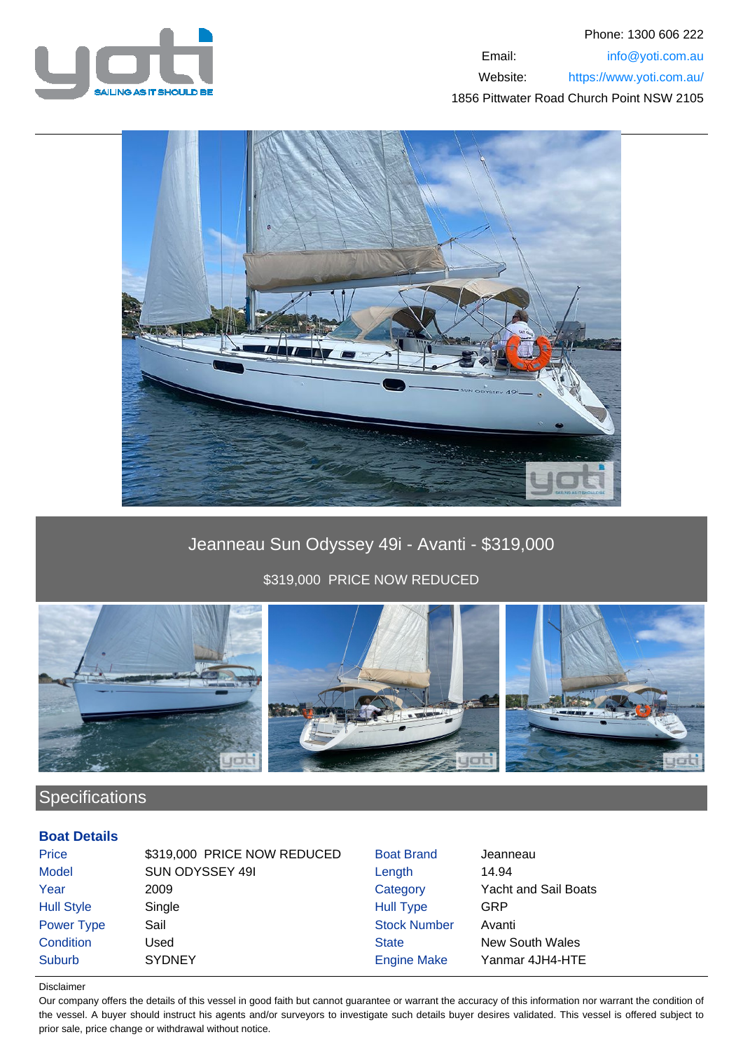Phone: 1300 606 222

Email: info@yoti.com.au

Website: https://www.yoti.com.au/

1856 Pittwater Road Church Point NSW 2105

# Jeanneau Sun Odyssey 49i - Avanti - $319,000

$319,000 PRICE NOW REDUCED

## Specifications

### Boat Details

| | | | |
|---|---|---|---|
| Price | $319,000 PRICE NOW REDUCED | Boat Brand | Jeanneau |
| Model | SUN ODYSSEY 49I | Length | 14.94 |
| Year | 2009 | Category | Yacht and Sail Boats |
| Hull Style | Single | Hull Type | GRP |
| Power Type | Sail | Stock Number | Avanti |
| Condition | Used | State | New South Wales |
| Suburb | SYDNEY | Engine Make | Yanmar 4JH4-HTE |

Disclaimer

Our company offers the details of this vessel in good faith but cannot guarantee or warrant the accuracy of this information nor warrant the condition of the vessel. A buyer should instruct his agents and/or surveyors to investigate such details buyer desires validated. This vessel is offered subject to prior sale, price change or withdrawal without notice.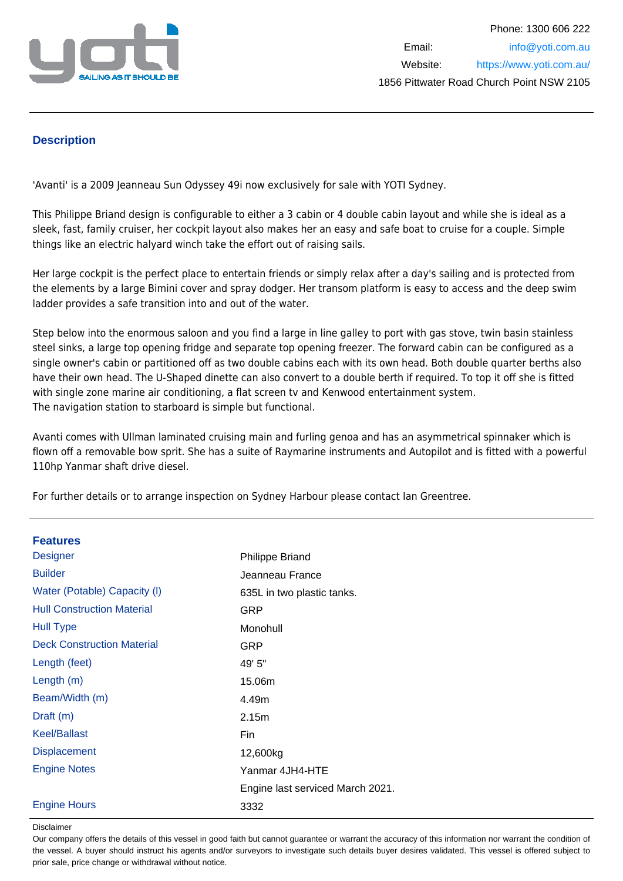Phone: 1300 606 222
Email: info@yoti.com.au
Website: https://www.yoti.com.au/
1856 Pittwater Road Church Point NSW 2105

## Description

'Avanti' is a 2009 Jeanneau Sun Odyssey 49i now exclusively for sale with YOTI Sydney.

This Philippe Briand design is configurable to either a 3 cabin or 4 double cabin layout and while she is ideal as a sleek, fast, family cruiser, her cockpit layout also makes her an easy and safe boat to cruise for a couple. Simple things like an electric halyard winch take the effort out of raising sails.

Her large cockpit is the perfect place to entertain friends or simply relax after a day's sailing and is protected from the elements by a large Bimini cover and spray dodger. Her transom platform is easy to access and the deep swim ladder provides a safe transition into and out of the water.

Step below into the enormous saloon and you find a large in line galley to port with gas stove, twin basin stainless steel sinks, a large top opening fridge and separate top opening freezer. The forward cabin can be configured as a single owner's cabin or partitioned off as two double cabins each with its own head. Both double quarter berths also have their own head. The U-Shaped dinette can also convert to a double berth if required. To top it off she is fitted with single zone marine air conditioning, a flat screen tv and Kenwood entertainment system.
The navigation station to starboard is simple but functional.

Avanti comes with Ullman laminated cruising main and furling genoa and has an asymmetrical spinnaker which is flown off a removable bow sprit. She has a suite of Raymarine instruments and Autopilot and is fitted with a powerful 110hp Yanmar shaft drive diesel.

For further details or to arrange inspection on Sydney Harbour please contact Ian Greentree.

## Features

| | |
|---|---|
| Designer | Philippe Briand |
| Builder | Jeanneau France |
| Water (Potable) Capacity (l) | 635L in two plastic tanks. |
| Hull Construction Material | GRP |
| Hull Type | Monohull |
| Deck Construction Material | GRP |
| Length (feet) | 49' 5" |
| Length (m) | 15.06m |
| Beam/Width (m) | 4.49m |
| Draft (m) | 2.15m |
| Keel/Ballast | Fin |
| Displacement | 12,600kg |
| Engine Notes | Yanmar 4JH4-HTE<br>Engine last serviced March 2021. |
| Engine Hours | 3332 |

Disclaimer

Our company offers the details of this vessel in good faith but cannot guarantee or warrant the accuracy of this information nor warrant the condition of the vessel. A buyer should instruct his agents and/or surveyors to investigate such details buyer desires validated. This vessel is offered subject to prior sale, price change or withdrawal without notice.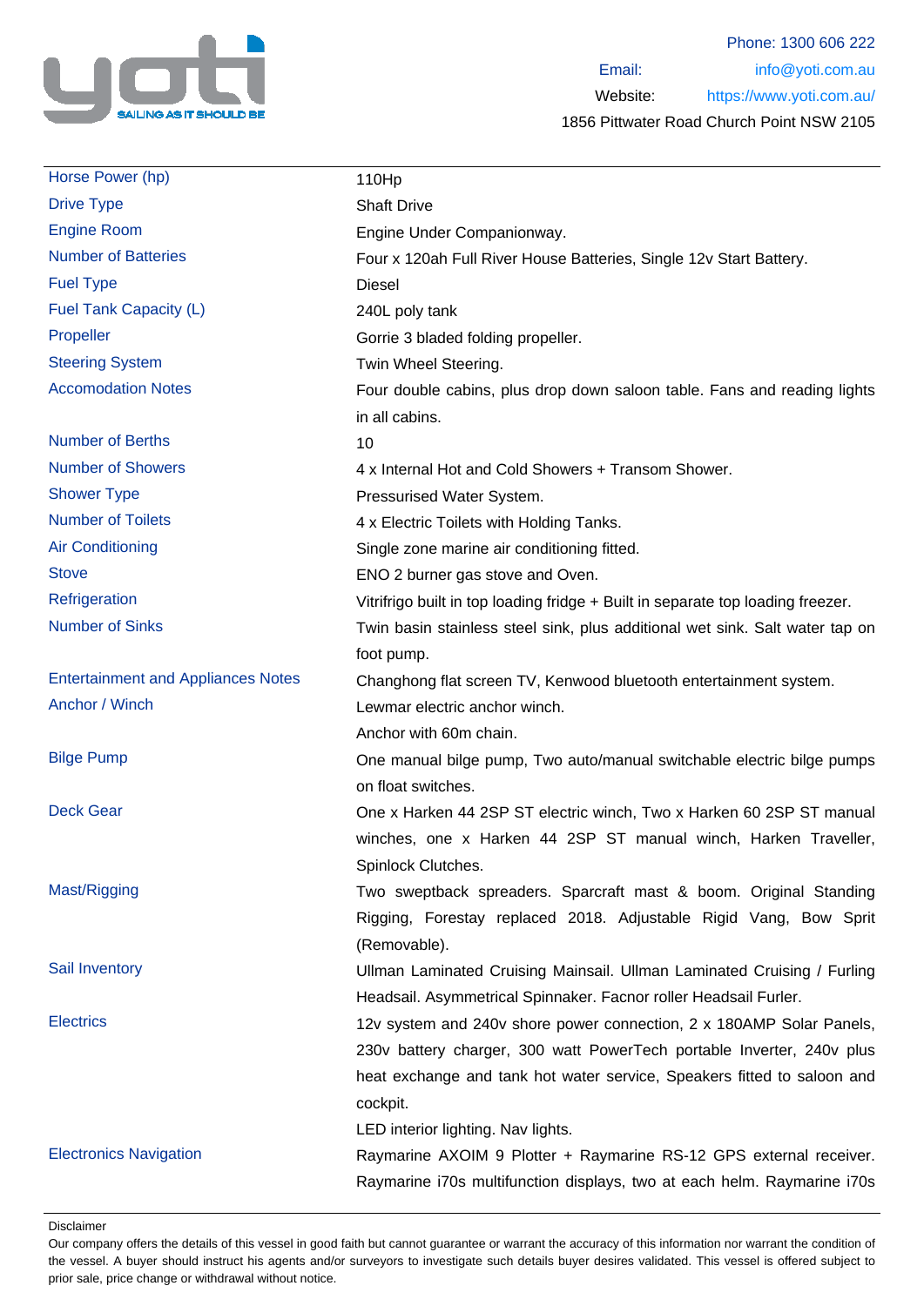| | |
|---|---|
| Horse Power (hp) | 110Hp |
| Drive Type | Shaft Drive |
| Engine Room | Engine Under Companionway. |
| Number of Batteries | Four x 120ah Full River House Batteries, Single 12v Start Battery. |
| Fuel Type | Diesel |
| Fuel Tank Capacity (L) | 240L poly tank |
| Propeller | Gorrie 3 bladed folding propeller. |
| Steering System | Twin Wheel Steering. |
| Accomodation Notes | Four double cabins, plus drop down saloon table. Fans and reading lights in all cabins. |
| Number of Berths | 10 |
| Number of Showers | 4 x Internal Hot and Cold Showers + Transom Shower. |
| Shower Type | Pressurised Water System. |
| Number of Toilets | 4 x Electric Toilets with Holding Tanks. |
| Air Conditioning | Single zone marine air conditioning fitted. |
| Stove | ENO 2 burner gas stove and Oven. |
| Refrigeration | Vitrifrigo built in top loading fridge + Built in separate top loading freezer. |
| Number of Sinks | Twin basin stainless steel sink, plus additional wet sink. Salt water tap on foot pump. |
| Entertainment and Appliances Notes | Changhong flat screen TV, Kenwood bluetooth entertainment system. |
| Anchor / Winch | Lewmar electric anchor winch.<br>Anchor with 60m chain. |
| Bilge Pump | One manual bilge pump, Two auto/manual switchable electric bilge pumps on float switches. |
| Deck Gear | One x Harken 44 2SP ST electric winch, Two x Harken 60 2SP ST manual winches, one x Harken 44 2SP ST manual winch, Harken Traveller, Spinlock Clutches. |
| Mast/Rigging | Two sweptback spreaders. Sparcraft mast & boom. Original Standing Rigging, Forestay replaced 2018. Adjustable Rigid Vang, Bow Sprit (Removable). |
| Sail Inventory | Ullman Laminated Cruising Mainsail. Ullman Laminated Cruising / Furling Headsail. Asymmetrical Spinnaker. Facnor roller Headsail Furler. |
| Electrics | 12v system and 240v shore power connection, 2 x 180AMP Solar Panels, 230v battery charger, 300 watt PowerTech portable Inverter, 240v plus heat exchange and tank hot water service, Speakers fitted to saloon and cockpit.<br>LED interior lighting. Nav lights. |
| Electronics Navigation | Raymarine AXOIM 9 Plotter + Raymarine RS-12 GPS external receiver. Raymarine i70s multifunction displays, two at each helm. Raymarine i70s |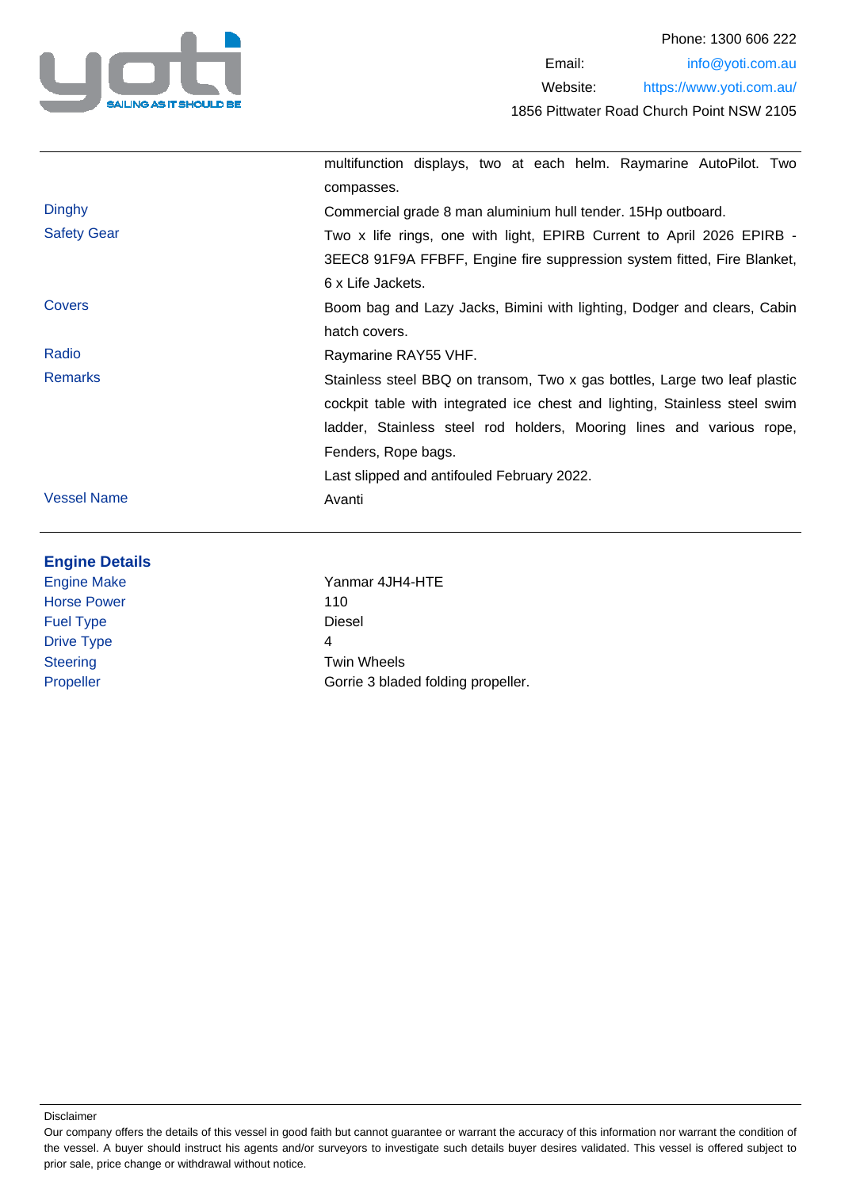| | |
|---|---|
| | multifunction displays, two at each helm. Raymarine AutoPilot. Two compasses. |
| Dinghy | Commercial grade 8 man aluminium hull tender. 15Hp outboard. |
| Safety Gear | Two x life rings, one with light, EPIRB Current to April 2026 EPIRB - 3EEC8 91F9A FFBFF, Engine fire suppression system fitted, Fire Blanket, 6 x Life Jackets. |
| Covers | Boom bag and Lazy Jacks, Bimini with lighting, Dodger and clears, Cabin hatch covers. |
| Radio | Raymarine RAY55 VHF. |
| Remarks | Stainless steel BBQ on transom, Two x gas bottles, Large two leaf plastic cockpit table with integrated ice chest and lighting, Stainless steel swim ladder, Stainless steel rod holders, Mooring lines and various rope, Fenders, Rope bags.<br>Last slipped and antifouled February 2022. |
| Vessel Name | Avanti |

## Engine Details

| | |
|---|---|
| Engine Make | Yanmar 4JH4-HTE |
| Horse Power | 110 |
| Fuel Type | Diesel |
| Drive Type | 4 |
| Steering | Twin Wheels |
| Propeller | Gorrie 3 bladed folding propeller. |

Disclaimer

Our company offers the details of this vessel in good faith but cannot guarantee or warrant the accuracy of this information nor warrant the condition of the vessel. A buyer should instruct his agents and/or surveyors to investigate such details buyer desires validated. This vessel is offered subject to prior sale, price change or withdrawal without notice.